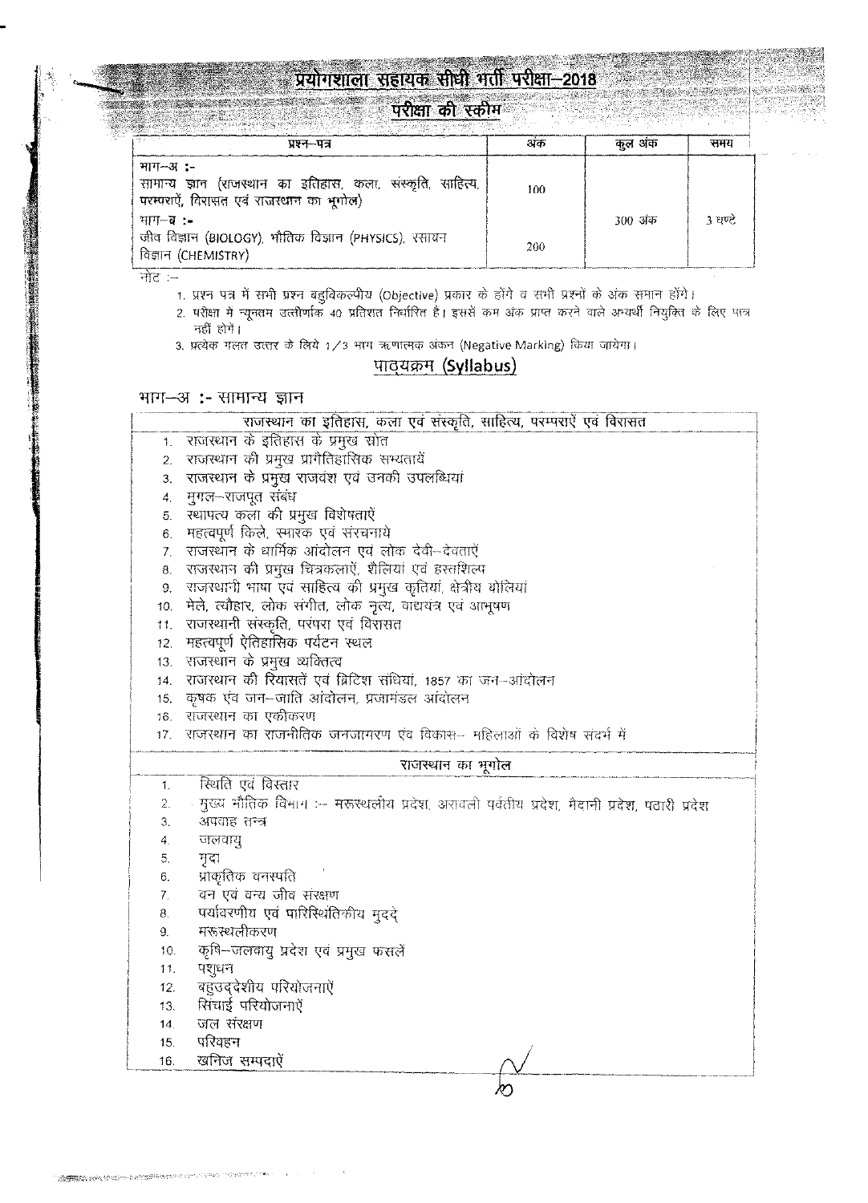# प्रयोगशाला सहायक सीधी भर्ती परीक्षा–2018

## परीक्षा की स्कीम

| प्रश्न–पत्र | अंक | कुल अंक | समय |
|---|---|---|---|
| भाग–अ :- सामान्य ज्ञान (राजस्थान का इतिहास, कला, संस्कृति, साहित्य, परम्पराऐं, विरासत एवं राजस्थान का भूगोल) | 100 | 300 अंक | 3 घण्टे |
| भाग–ब :- जीव विज्ञान (BIOLOGY), भौतिक विज्ञान (PHYSICS), रसायन विज्ञान (CHEMISTRY) | 200 | | |

नोट :–

1. प्रश्न पत्र में सभी प्रश्न बहुविकल्पीय (Objective) प्रकार के होंगे व सभी प्रश्नों के अंक समान होंगे।
2. परीक्षा में न्यूनतम उत्तीर्णांक 40 प्रतिशत निर्धारित है। इससे कम अंक प्राप्त करने वाले अभ्यर्थी नियुक्ति के लिए पात्र नहीं होंगे।
3. प्रत्येक गलत उत्तर के लिये 1/3 भाग ऋणात्मक अंकन (Negative Marking) किया जायेगा।

## पाठ्यक्रम (Syllabus)

### भाग–अ :- सामान्य ज्ञान

**राजस्थान का इतिहास, कला एवं संस्कृति, साहित्य, परम्पराऐं एवं विरासत**

1. राजस्थान के इतिहास के प्रमुख स्रोत
2. राजस्थान की प्रमुख प्रागैतिहासिक सभ्यतायें
3. राजस्थान के प्रमुख राजवंश एवं उनकी उपलब्धियां
4. मुगल–राजपूत संबंध
5. स्थापत्य कला की प्रमुख विशेषताऐं
6. महत्वपूर्ण किले, स्मारक एवं संरचनाये
7. राजस्थान के धार्मिक आंदोलन एवं लोक देवी–देवताऐं
8. राजस्थान की प्रमुख चित्रकलाऐं, शैलियां एवं हस्तशिल्प
9. राजस्थानी भाषा एवं साहित्य की प्रमुख कृतियां, क्षेत्रीय बोलियां
10. मेले, त्यौहार, लोक संगीत, लोक नृत्य, वाद्ययंत्र एवं आभूषण
11. राजस्थानी संस्कृति, परंपरा एवं विरासत
12. महत्वपूर्ण ऐतिहासिक पर्यटन स्थल
13. राजस्थान के प्रमुख व्यक्तित्व
14. राजस्थान की रियासतें एवं ब्रिटिश संधियां, 1857 का जन–आंदोलन
15. कृषक एवं जन–जाति आंदोलन, प्रजामंडल आंदोलन
16. राजस्थान का एकीकरण
17. राजस्थान का राजनीतिक जनजागरण एवं विकास– महिलाओं के विशेष संदर्भ में

**राजस्थान का भूगोल**

1. स्थिति एवं विस्तार
2. मुख्य भौतिक विभाग :– मरूस्थलीय प्रदेश, अरावली पर्वतीय प्रदेश, मैदानी प्रदेश, पठारी प्रदेश
3. अपवाह तन्त्र
4. जलवायु
5. मृदा
6. प्राकृतिक वनस्पति
7. वन एवं वन्य जीव संरक्षण
8. पर्यावरणीय एवं पारिस्थितिकीय मुद्दे
9. मरूस्थलीकरण
10. कृषि–जलवायु प्रदेश एवं प्रमुख फसलें
11. पशुधन
12. बहुउद्देशीय परियोजनाऐं
13. सिंचाई परियोजनाऐं
14. जल संरक्षण
15. परिवहन
16. खनिज सम्पदाऐं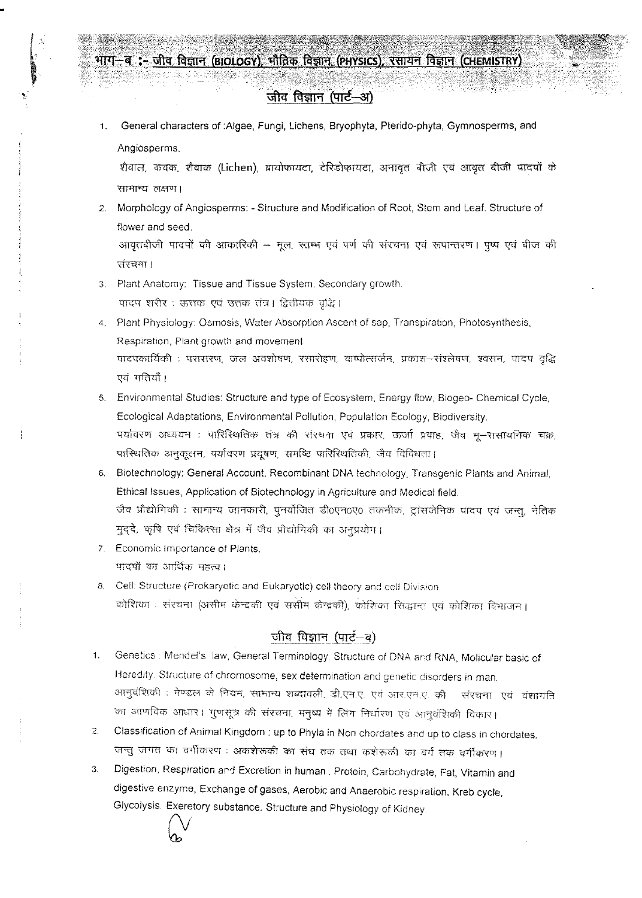## भाग–ब :- जीव विज्ञान (BIOLOGY), भौतिक विज्ञान (PHYSICS), रसायन विज्ञान (CHEMISTRY)

### जीव विज्ञान (पार्ट–अ)

1. General characters of :Algae, Fungi, Lichens, Bryophyta, Pterido-phyta, Gymnosperms, and Angiosperms.
   शैवाल, कवक, शैवाक (Lichen), ब्रायोफायटा, टेरिडोफायटा, अनावृत बीजी एवं आवृत बीजी पादपों के सामान्य लक्षण।
2. Morphology of Angiosperms: - Structure and Modification of Root, Stem and Leaf. Structure of flower and seed.
   आवृतबीजी पादपों की आकारिकी – मूल, स्तम्भ एवं पर्ण की संरचना एवं रूपान्तरण। पुष्प एवं बीज की संरचना।
3. Plant Anatomy: Tissue and Tissue System. Secondary growth.
   पादप शरीर : ऊत्तक एवं उत्तक तंत्र। द्वितीयक वृद्धि।
4. Plant Physiology: Osmosis, Water Absorption Ascent of sap, Transpiration, Photosynthesis, Respiration, Plant growth and movement.
   पादपकार्यिकी : परासरण, जल अवशोषण, रसारोहण, वाष्पोत्सर्जन, प्रकाश–संश्लेषण, श्वसन, पादप वृद्धि एवं गतियाँ।
5. Environmental Studies: Structure and type of Ecosystem, Energy flow, Biogeo- Chemical Cycle, Ecological Adaptations, Environmental Pollution, Population Ecology, Biodiversity.
   पर्यावरण अध्ययन : पारिस्थितिक तंत्र की संरचना एवं प्रकार, ऊर्जा प्रवाह, जैव भू–रासायनिक चक्र, पारिस्थितिक अनुकूलन, पर्यावरण प्रदूषण, समष्टि पारिस्थितिकी, जैव विविधता।
6. Biotechnology: General Account, Recombinant DNA technology, Transgenic Plants and Animal, Ethical Issues, Application of Biotechnology in Agriculture and Medical field.
   जैव प्रौद्योगिकी : सामान्य जानकारी, पुनर्योजित डी०एन०ए० तकनीक, ट्रांसजेनिक पादप एवं जन्तु, नैतिक मुद्दे, कृषि एवं चिकित्सा क्षेत्र में जैव प्रौद्योगिकी का अनुप्रयोग।
7. Economic Importance of Plants.
   पादपों का आर्थिक महत्व।
8. Cell: Structure (Prokaryotic and Eukaryotic) cell theory and cell Division.
   कोशिका : संरचना (असीम केन्द्रकी एवं ससीम केन्द्रकी), कोशिका सिद्धान्त एवं कोशिका विभाजन।

### जीव विज्ञान (पार्ट–ब)

1. Genetics : Mendel's law, General Terminology, Structure of DNA and RNA, Molicular basic of Heredity. Structure of chromosome, sex determination and genetic disorders in man.
   आनुवंशिकी : मेण्डल के नियम, सामान्य शब्दावली, डी.एन.ए. एवं आर.एन.ए. की संरचना एवं वंशागति का आणविक आधार। गुणसूत्र की संरचना, मनुष्य में लिंग निर्धारण एवं आनुवंशिकी विकार।
2. Classification of Animal Kingdom : up to Phyla in Non chordates and up to class in chordates.
   जन्तु जगत का वर्गीकरण : अकशेरूकी का संघ तक तथा कशेरूकी का वर्ग तक वर्गीकरण।
3. Digestion, Respiration and Excretion in human . Protein, Carbohydrate, Fat, Vitamin and digestive enzyme, Exchange of gases, Aerobic and Anaerobic respiration, Kreb cycle, Glycolysis. Exeretory substance. Structure and Physiology of Kidney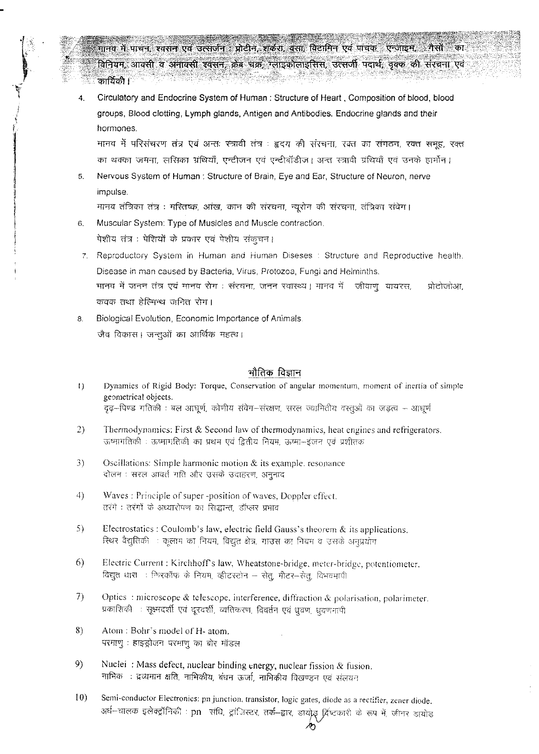मानव में पाचन, श्वसन एवं उत्सर्जन : प्रोटीन, शर्करा, वसा, विटामिन एवं पाचक एन्जाइम, गैसों का विनियम, आक्सी व अनाक्सी श्वसन, क्रेब चक्र, ग्लाइकोलाइसिस, उत्सर्जी पदार्थ, वृक्क की संरचना एवं कार्यिकी।

4. Circulatory and Endocrine System of Human : Structure of Heart , Composition of blood, blood groups, Blood clotting, Lymph glands, Antigen and Antibodies. Endocrine glands and their hormones.
   मानव में परिसंचरण तंत्र एवं अन्तः स्त्रावी तंत्र : हृदय की संरचना, रक्त का संगठन, रक्त समूह, रक्त का थक्का जमना, लसिका ग्रंथियाँ, एन्टीजन एवं एन्टीबॉडीज। अन्त स्त्रावी ग्रंथियाँ एवं उनके हार्मोन।

5. Nervous System of Human : Structure of Brain, Eye and Ear, Structure of Neuron, nerve impulse.
   मानव तंत्रिका तंत्र : मस्तिष्क, आंख, कान की संरचना, न्यूरोन की संरचना, तंत्रिका संवेग।

6. Muscular System: Type of Musicles and Muscle contraction.
   पेशीय तंत्र : पेशियों के प्रकार एवं पेशीय संकुचन।

7. Reproductory System in Human and Human Diseses : Structure and Reproductive health. Disease in man caused by Bacteria, Virus, Protozoa, Fungi and Helminths.
   मानव में जनन तंत्र एवं मानव रोग : संरचना, जनन स्वास्थ्य। मानव में जीवाणु वायरस, प्रोटोजोआ, कवक तथा हेल्मिन्थ जनित रोग।

8. Biological Evolution, Economic Importance of Animals.
   जैव विकास। जन्तुओं का आर्थिक महत्व।

## भौतिक विज्ञान

1) Dynamics of Rigid Body: Torque, Conservation of angular momentum, moment of inertia of simple geometrical objects.
   दृढ़–पिण्ड गतिकी : बल आघूर्ण, कोणीय संवेग–संरक्षण, सरल ज्यामितीय वस्तुओं का जड़त्व – आघूर्ण

2) Thermodynamics: First & Second law of thermodynamics, heat engines and refrigerators.
   ऊष्मागतिकी : ऊष्मागतिकी का प्रथम एवं द्वितीय नियम, ऊष्मा–इंजन एवं प्रशीतक

3) Oscillations: Simple harmonic motion & its example. resonance
   दोलन : सरल आवर्त गति और उसके उदाहरण, अनुनाद

4) Waves : Principle of super -position of waves, Doppler effect.
   तरंगे : तरंगों के अध्यारोपण का सिद्धान्त, डॉप्लर प्रभाव

5) Electrostatics : Coulomb's law, electric field Gauss's theorem & its applications.
   स्थिर वैद्युतिकी : कूलाम का नियम, विद्युत क्षेत्र, गाउस का नियम व उसके अनुप्रयोग

6) Electric Current : Kirchhoff's law, Wheatstone-bridge, meter-bridge, potentiometer.
   विद्युत धारा : किरचॉफ के नियम, व्हीटस्टोन – सेतु, मीटर–सेतु, विभवमापी

7) Optics : microscope & telescope, interference, diffraction & polarisation, polarimeter.
   प्रकाशिकी : सूक्ष्मदर्शी एवं दूरदर्शी, व्यतिकरण, विवर्तन एवं ध्रुवण, ध्रुवणमापी

8) Atom : Bohr's model of H- atom.
   परमाणु : हाइड्रोजन परमाणु का बोर मॉडल

9) Nuclei : Mass defect, nuclear binding energy, nuclear fission & fusion.
   नाभिक : द्रव्यमान क्षति, नाभिकीय, बंधन ऊर्जा, नाभिकीय विखण्डन एवं संलयन

10) Semi-conductor Electronics: pn junction, transistor, logic gates, diode as a rectifier, zener diode.
    अर्ध–चालक इलेक्ट्रॉनिकी : pn संधि, ट्रांजिस्टर, तर्क–द्वार, डायोड दिष्टकारी के रूप में, जीनर डायोड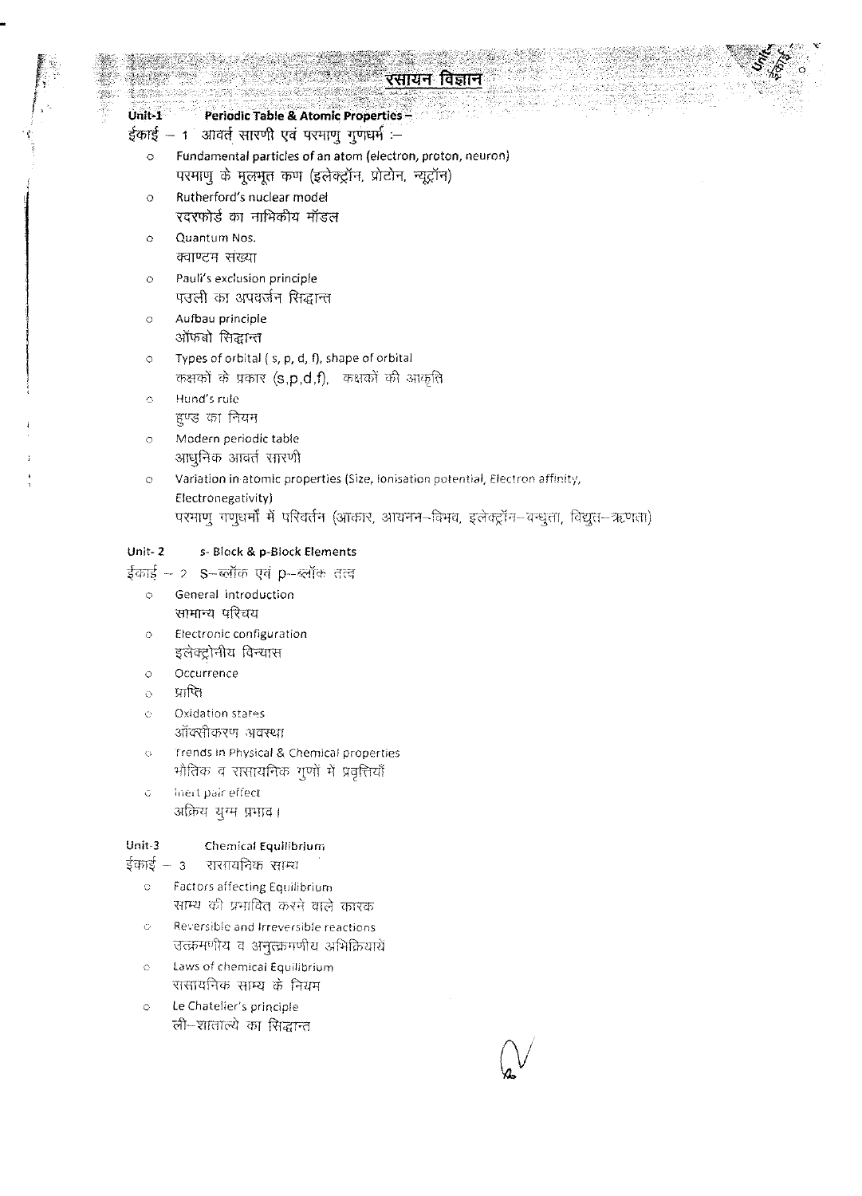# रसायन विज्ञान

## Unit-1 Periodic Table & Atomic Properties –

## ईकाई – 1 आवर्त सारणी एवं परमाणु गुणधर्म :–

- Fundamental particles of an atom (electron, proton, neuron)
  परमाणु के मूलभूत कण (इलेक्ट्रॉन, प्रोटोन, न्यूट्रॉन)
- Rutherford's nuclear model
  रदरफोर्ड का नाभिकीय मॉडल
- Quantum Nos.
  क्वाण्टम संख्या
- Pauli's exclusion principle
  पउली का अपवर्जन सिद्धान्त
- Aufbau principle
  ऑफबो सिद्धान्त
- Types of orbital ( s, p, d, f), shape of orbital
  कक्षकों के प्रकार (s,p,d,f), कक्षकों की आकृति
- Hund's rule
  हुण्ड का नियम
- Modern periodic table
  आधुनिक आवर्त सारणी
- Variation in atomic properties (Size, Ionisation potential, Electron affinity, Electronegativity)
  परमाणु गुणधर्मों में परिवर्तन (आकार, आयनन–विभव, इलेक्ट्रॉन–बन्धुता, विद्युत–ऋणता)

## Unit- 2 s- Block & p-Block Elements

## ईकाई – 2 s–ब्लॉक एवं p–ब्लॉक तत्व

- General introduction
  सामान्य परिचय
- Electronic configuration
  इलेक्ट्रोनीय विन्यास
- Occurrence
- प्राप्ति
- Oxidation states
  ऑक्सीकरण अवस्था
- Trends in Physical & Chemical properties
  भौतिक व रासायनिक गुणों मे प्रवृत्तियाँ
- Inert pair effect
  अक्रिय युग्म प्रभाव।

## Unit-3 Chemical Equilibrium

## ईकाई – 3 रासायनिक साम्य

- Factors affecting Equilibrium
  साम्य को प्रभावित करने वाले कारक
- Reversible and Irreversible reactions
  उत्क्रमणीय व अनुत्क्रमणीय अभिक्रियायें
- Laws of chemical Equilibrium
  रासायनिक साम्य के नियम
- Le Chatelier's principle
  ली–शाताल्ये का सिद्धान्त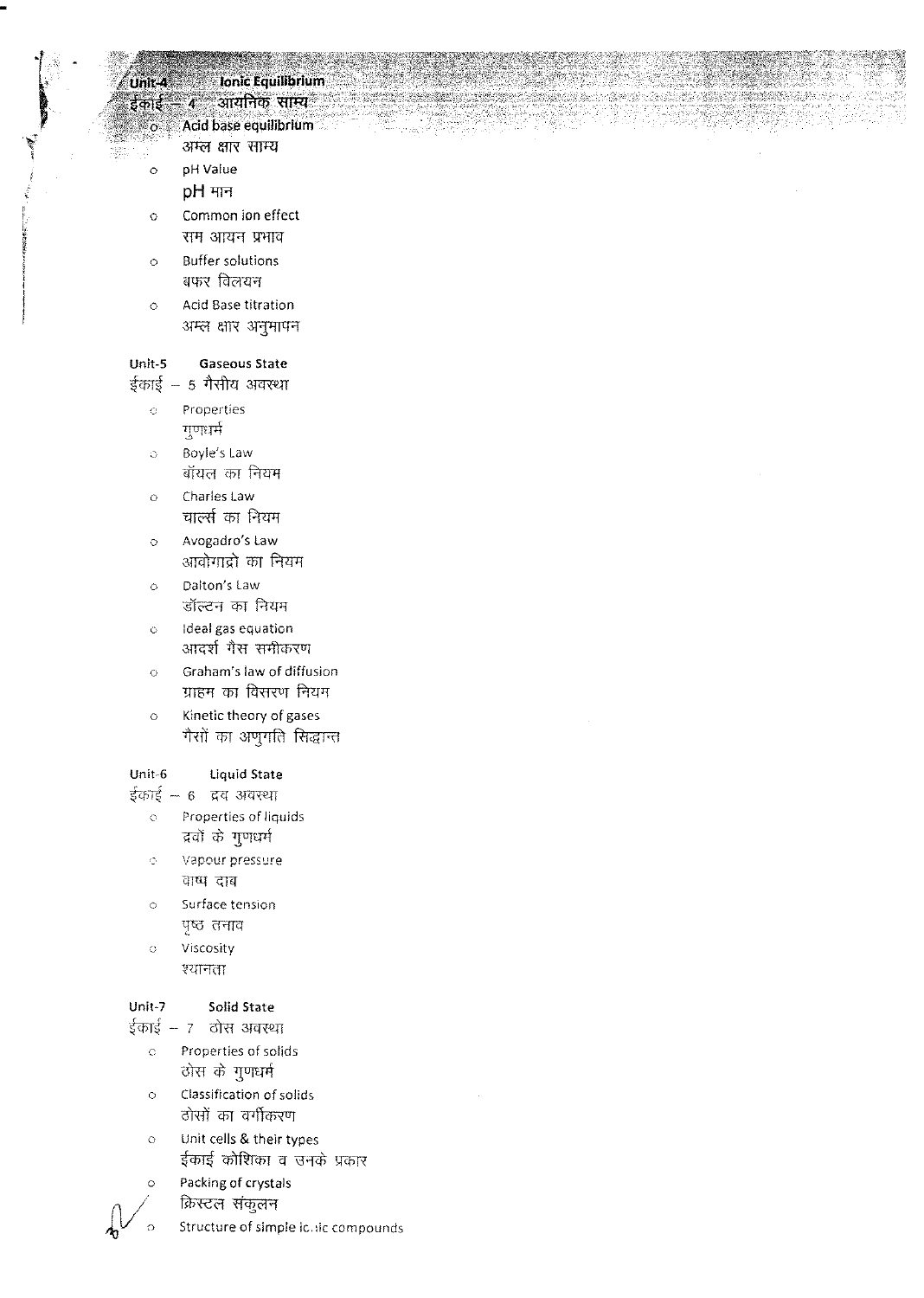## Unit-4 Ionic Equilibrium
## ईकाई – 4 आयनिक साम्य

- Acid base equilibrium
  अम्ल क्षार साम्य
- pH Value
  pH मान
- Common ion effect
  सम आयन प्रभाव
- Buffer solutions
  बफर विलयन
- Acid Base titration
  अम्ल क्षार अनुमापन

## Unit-5 Gaseous State
## ईकाई – 5 गैसीय अवस्था

- Properties
  गुणधर्म
- Boyle's Law
  बॉयल का नियम
- Charles Law
  चार्ल्स का नियम
- Avogadro's Law
  आवोगाद्रो का नियम
- Dalton's Law
  डॉल्टन का नियम
- Ideal gas equation
  आदर्श गैस समीकरण
- Graham's law of diffusion
  ग्राहम का विसरण नियम
- Kinetic theory of gases
  गैसों का अणुगति सिद्धान्त

## Unit-6 Liquid State
## ईकाई – 6 द्रव अवस्था

- Properties of liquids
  द्रवों के गुणधर्म
- Vapour pressure
  वाष्प दाब
- Surface tension
  पृष्ठ तनाव
- Viscosity
  श्यानता

## Unit-7 Solid State
## ईकाई – 7 ठोस अवस्था

- Properties of solids
  ठोस के गुणधर्म
- Classification of solids
  ठोसों का वर्गीकरण
- Unit cells & their types
  ईकाई कोशिका व उनके प्रकार
- Packing of crystals
  क्रिस्टल संकुलन
- Structure of simple ionic compounds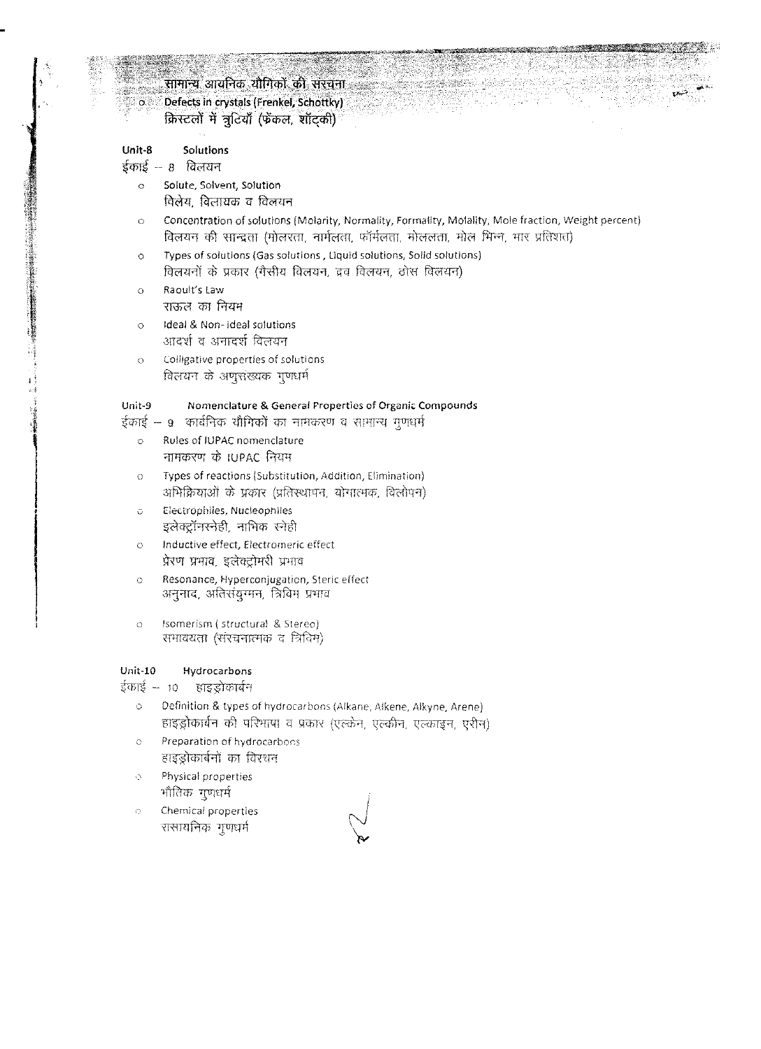सामान्य आयनिक यौगिकों की संरचना

- Defects in crystals (Frenkel, Schottky)
  क्रिस्टलों में त्रुटियाँ (फ्रेंकल, शॉट्की)

**Unit-8 Solutions**

**ईकाई – 8 विलयन**

- Solute, Solvent, Solution
  विलेय, विलायक व विलयन
- Concentration of solutions (Molarity, Normality, Formality, Molality, Mole fraction, Weight percent)
  विलयन की सान्द्रता (मोलरता, नार्मलता, फॉर्मलता, मोललता, मोल भिन्न, भार प्रतिशत)
- Types of solutions (Gas solutions , Liquid solutions, Solid solutions)
  विलयनों के प्रकार (गैसीय विलयन, द्रव विलयन, ठोस विलयन)
- Raoult's Law
  राऊल का नियम
- Ideal & Non- ideal solutions
  आदर्श व अनादर्श विलयन
- Colligative properties of solutions
  विलयन के अणुसंख्यक गुणधर्म

**Unit-9 Nomenclature & General Properties of Organic Compounds**

**ईकाई – 9 कार्बनिक यौगिकों का नामकरण व सामान्य गुणधर्म**

- Rules of IUPAC nomenclature
  नामकरण के IUPAC नियम
- Types of reactions (Substitution, Addition, Elimination)
  अभिक्रियाओं के प्रकार (प्रतिस्थापन, योगात्मक, विलोपन)
- Electrophiles, Nucleophiles
  इलेक्ट्रॉनस्नेही, नाभिक स्नेही
- Inductive effect, Electromeric effect
  प्रेरण प्रभाव, इलेक्ट्रोमरी प्रभाव
- Resonance, Hyperconjugation, Steric effect
  अनुनाद, अतिसंयुग्मन, त्रिविम प्रभाव
- Isomerism ( structural & Stereo)
  समावयता (संरचनात्मक व त्रिविम)

**Unit-10 Hydrocarbons**

**ईकाई – 10 हाइड्रोकार्बन**

- Definition & types of hydrocarbons (Alkane, Alkene, Alkyne, Arene)
  हाइड्रोकार्बन की परिभाषा व प्रकार (एल्केन, एल्कीन, एल्काइन, एरीन)
- Preparation of hydrocarbons
  हाइड्रोकार्बनों का विरचन
- Physical properties
  भौतिक गुणधर्म
- Chemical properties
  रासायनिक गुणधर्म